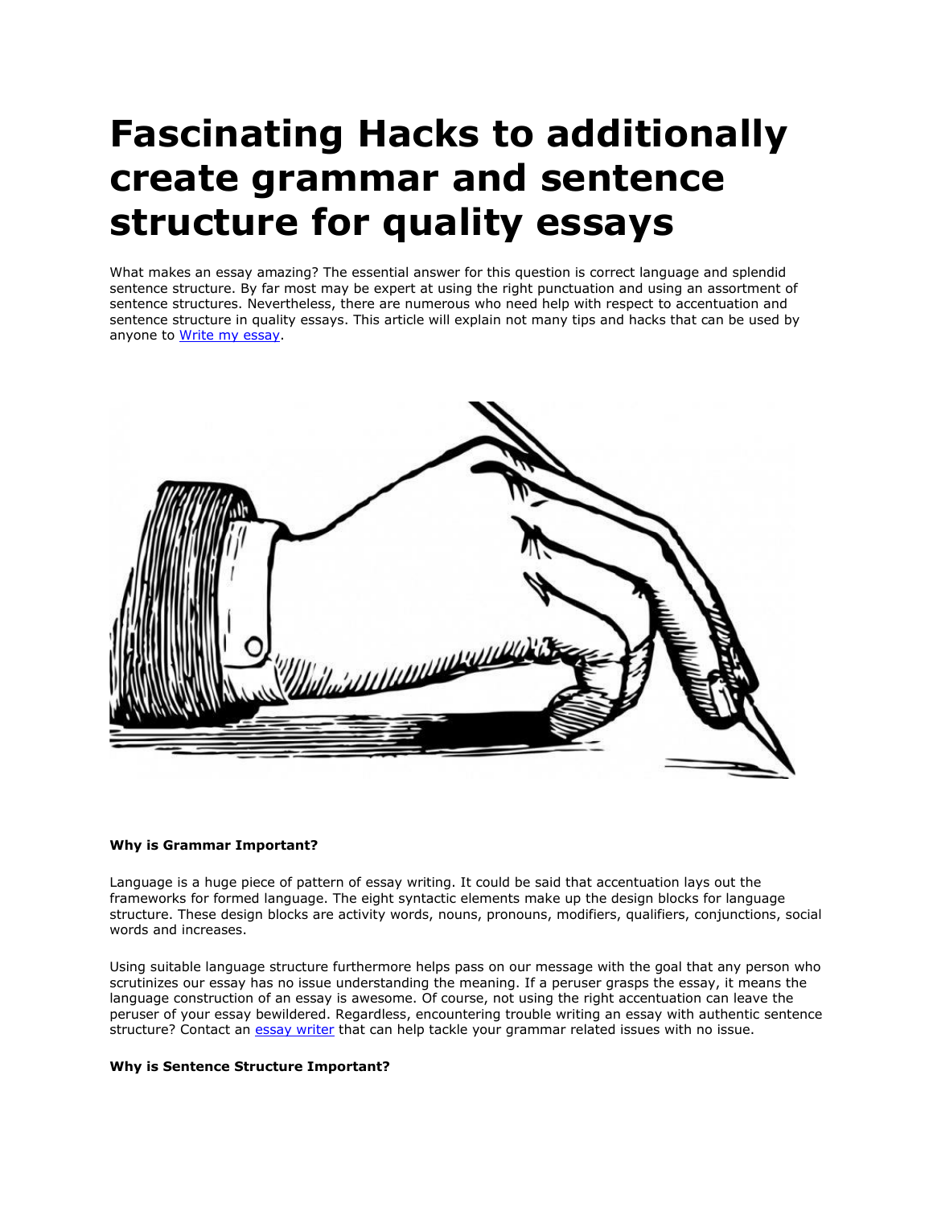# Fascinating Hacks to additionally create grammar and sentence structure for quality essays

What makes an essay amazing? The essential answer for this question is correct language and splendid sentence structure. By far most may be expert at using the right punctuation and using an assortment of sentence structures. Nevertheless, there are numerous who need help with respect to accentuation and sentence structure in quality essays. This article will explain not many tips and hacks that can be used by anyone to [Write my essay](Write my essay).

**Why is Grammar Important?**

Language is a huge piece of pattern of essay writing. It could be said that accentuation lays out the frameworks for formed language. The eight syntactic elements make up the design blocks for language structure. These design blocks are activity words, nouns, pronouns, modifiers, qualifiers, conjunctions, social words and increases.

Using suitable language structure furthermore helps pass on our message with the goal that any person who scrutinizes our essay has no issue understanding the meaning. If a peruser grasps the essay, it means the language construction of an essay is awesome. Of course, not using the right accentuation can leave the peruser of your essay bewildered. Regardless, encountering trouble writing an essay with authentic sentence structure? Contact an [essay writer](essay writer) that can help tackle your grammar related issues with no issue.

**Why is Sentence Structure Important?**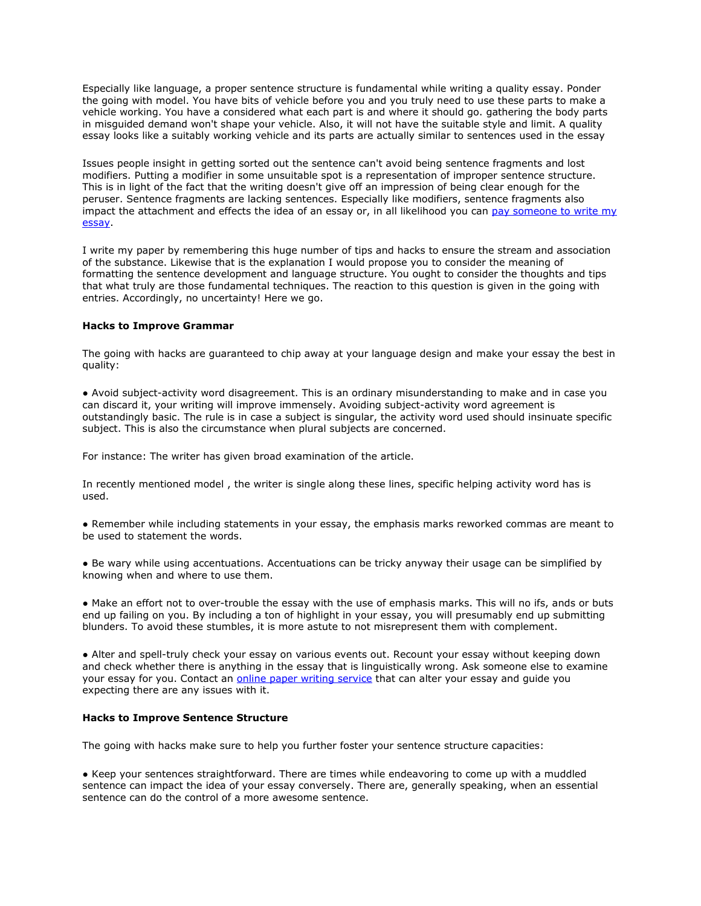Especially like language, a proper sentence structure is fundamental while writing a quality essay. Ponder the going with model. You have bits of vehicle before you and you truly need to use these parts to make a vehicle working. You have a considered what each part is and where it should go. gathering the body parts in misguided demand won't shape your vehicle. Also, it will not have the suitable style and limit. A quality essay looks like a suitably working vehicle and its parts are actually similar to sentences used in the essay

Issues people insight in getting sorted out the sentence can't avoid being sentence fragments and lost modifiers. Putting a modifier in some unsuitable spot is a representation of improper sentence structure. This is in light of the fact that the writing doesn't give off an impression of being clear enough for the peruser. Sentence fragments are lacking sentences. Especially like modifiers, sentence fragments also impact the attachment and effects the idea of an essay or, in all likelihood you can [pay someone to write my essay](#).

I write my paper by remembering this huge number of tips and hacks to ensure the stream and association of the substance. Likewise that is the explanation I would propose you to consider the meaning of formatting the sentence development and language structure. You ought to consider the thoughts and tips that what truly are those fundamental techniques. The reaction to this question is given in the going with entries. Accordingly, no uncertainty! Here we go.

**Hacks to Improve Grammar**

The going with hacks are guaranteed to chip away at your language design and make your essay the best in quality:

- Avoid subject-activity word disagreement. This is an ordinary misunderstanding to make and in case you can discard it, your writing will improve immensely. Avoiding subject-activity word agreement is outstandingly basic. The rule is in case a subject is singular, the activity word used should insinuate specific subject. This is also the circumstance when plural subjects are concerned.

For instance: The writer has given broad examination of the article.

In recently mentioned model , the writer is single along these lines, specific helping activity word has is used.

- Remember while including statements in your essay, the emphasis marks reworked commas are meant to be used to statement the words.

- Be wary while using accentuations. Accentuations can be tricky anyway their usage can be simplified by knowing when and where to use them.

- Make an effort not to over-trouble the essay with the use of emphasis marks. This will no ifs, ands or buts end up failing on you. By including a ton of highlight in your essay, you will presumably end up submitting blunders. To avoid these stumbles, it is more astute to not misrepresent them with complement.

- Alter and spell-truly check your essay on various events out. Recount your essay without keeping down and check whether there is anything in the essay that is linguistically wrong. Ask someone else to examine your essay for you. Contact an [online paper writing service](#) that can alter your essay and guide you expecting there are any issues with it.

**Hacks to Improve Sentence Structure**

The going with hacks make sure to help you further foster your sentence structure capacities:

- Keep your sentences straightforward. There are times while endeavoring to come up with a muddled sentence can impact the idea of your essay conversely. There are, generally speaking, when an essential sentence can do the control of a more awesome sentence.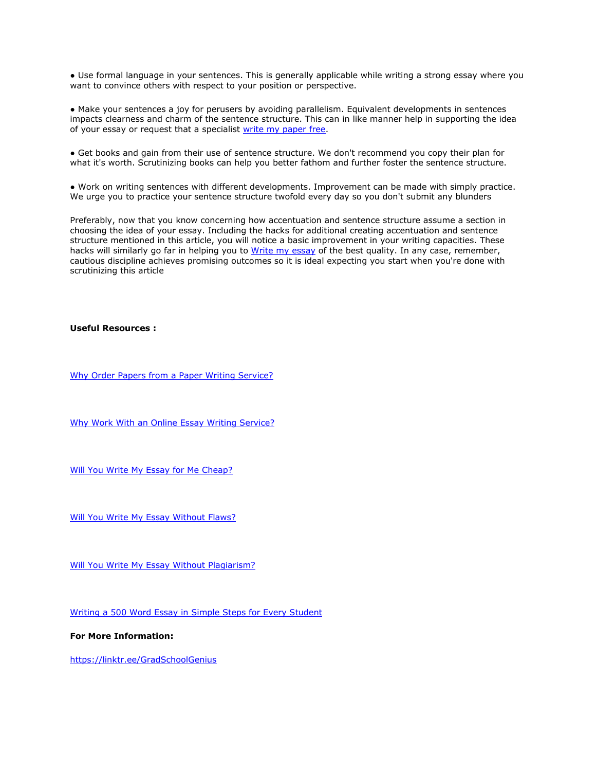● Use formal language in your sentences. This is generally applicable while writing a strong essay where you want to convince others with respect to your position or perspective.

● Make your sentences a joy for perusers by avoiding parallelism. Equivalent developments in sentences impacts clearness and charm of the sentence structure. This can in like manner help in supporting the idea of your essay or request that a specialist [write my paper free](#).

● Get books and gain from their use of sentence structure. We don't recommend you copy their plan for what it's worth. Scrutinizing books can help you better fathom and further foster the sentence structure.

● Work on writing sentences with different developments. Improvement can be made with simply practice. We urge you to practice your sentence structure twofold every day so you don't submit any blunders

Preferably, now that you know concerning how accentuation and sentence structure assume a section in choosing the idea of your essay. Including the hacks for additional creating accentuation and sentence structure mentioned in this article, you will notice a basic improvement in your writing capacities. These hacks will similarly go far in helping you to [Write my essay](#) of the best quality. In any case, remember, cautious discipline achieves promising outcomes so it is ideal expecting you start when you're done with scrutinizing this article

**Useful Resources :**

[Why Order Papers from a Paper Writing Service?](#)

[Why Work With an Online Essay Writing Service?](#)

[Will You Write My Essay for Me Cheap?](#)

[Will You Write My Essay Without Flaws?](#)

[Will You Write My Essay Without Plagiarism?](#)

[Writing a 500 Word Essay in Simple Steps for Every Student](#)

**For More Information:**

[https://linktr.ee/GradSchoolGenius](https://linktr.ee/GradSchoolGenius)